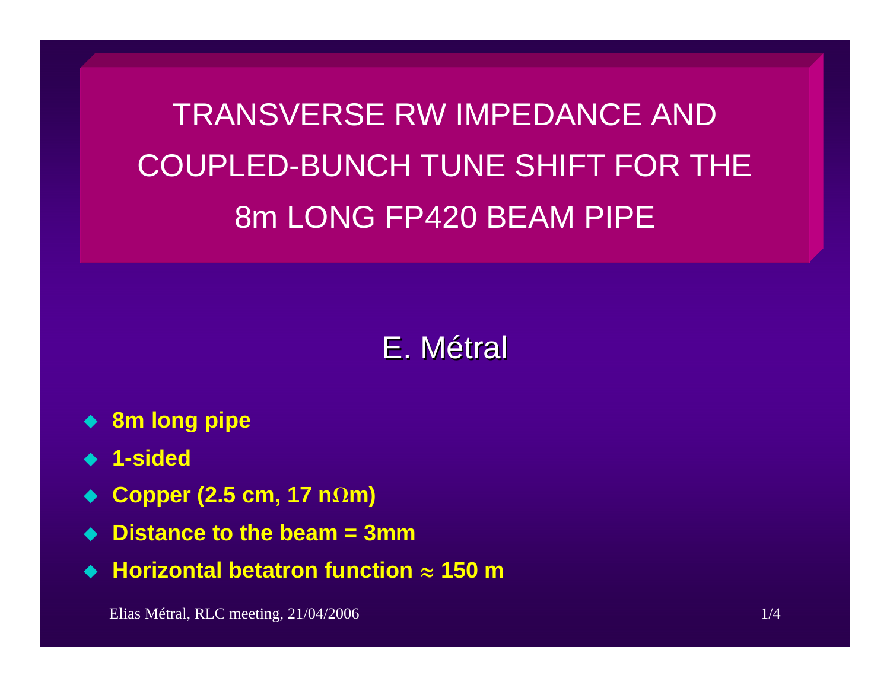# TRANSVERSE RW IMPEDANCE AND COUPLED-BUNCH TUNE SHIFT FOR THE 8m LONG FP420 BEAM PIPE

E. Métral

- **8m long pipe**
- **1-sided**
- **Copper (2.5 cm, 17 n$\Omega$m)**
- **Distance to the beam = 3mm**
- **Horizontal betatron function $\approx$ 150 m**

Elias Métral, RLC meeting, 21/04/2006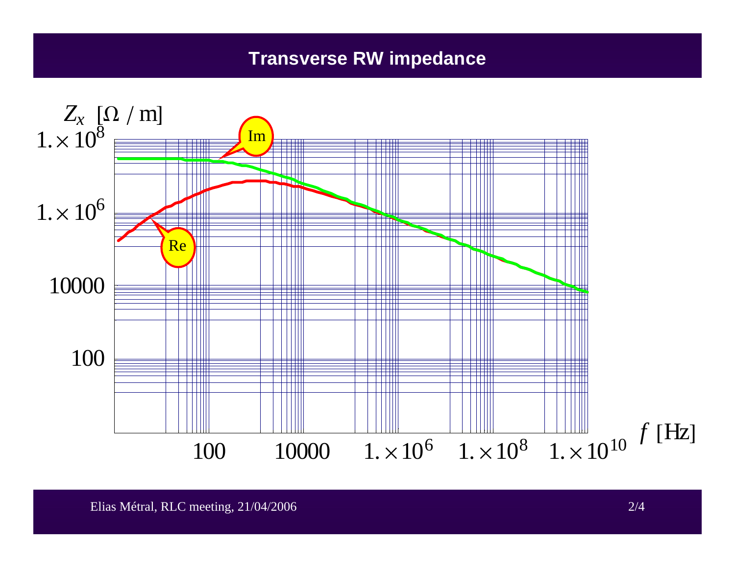# Transverse RW impedance

$Z_x$ [Ω / m]

$1. \times 10^8$

$1. \times 10^6$

10000

100

Im

Re

100 &nbsp; 10000 &nbsp; $1. \times 10^6$ &nbsp; $1. \times 10^8$ &nbsp; $1. \times 10^{10}$ &nbsp; $f$ [Hz]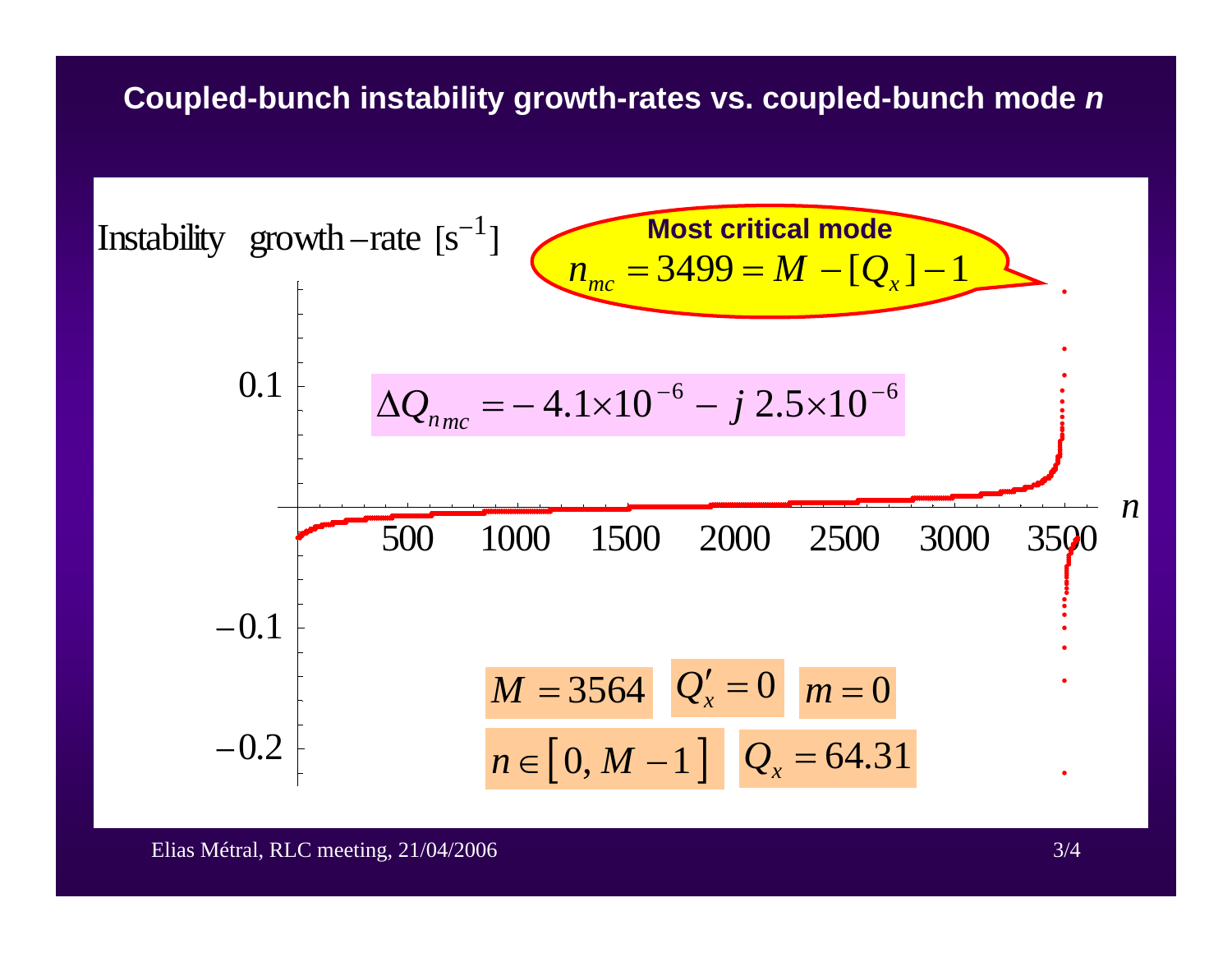## Coupled-bunch instability growth-rates vs. coupled-bunch mode *n*

Instability growth-rate $[\mathrm{s}^{-1}]$

**Most critical mode**

$$n_{mc} = 3499 = M - [Q_x] - 1$$

$$\Delta Q_{n_{mc}} = -4.1 \times 10^{-6} - j\, 2.5 \times 10^{-6}$$

$M = 3564$ $\quad Q'_x = 0$ $\quad m = 0$

$n \in [0, M-1]$ $\quad Q_x = 64.31$

Elias Métral, RLC meeting, 21/04/2006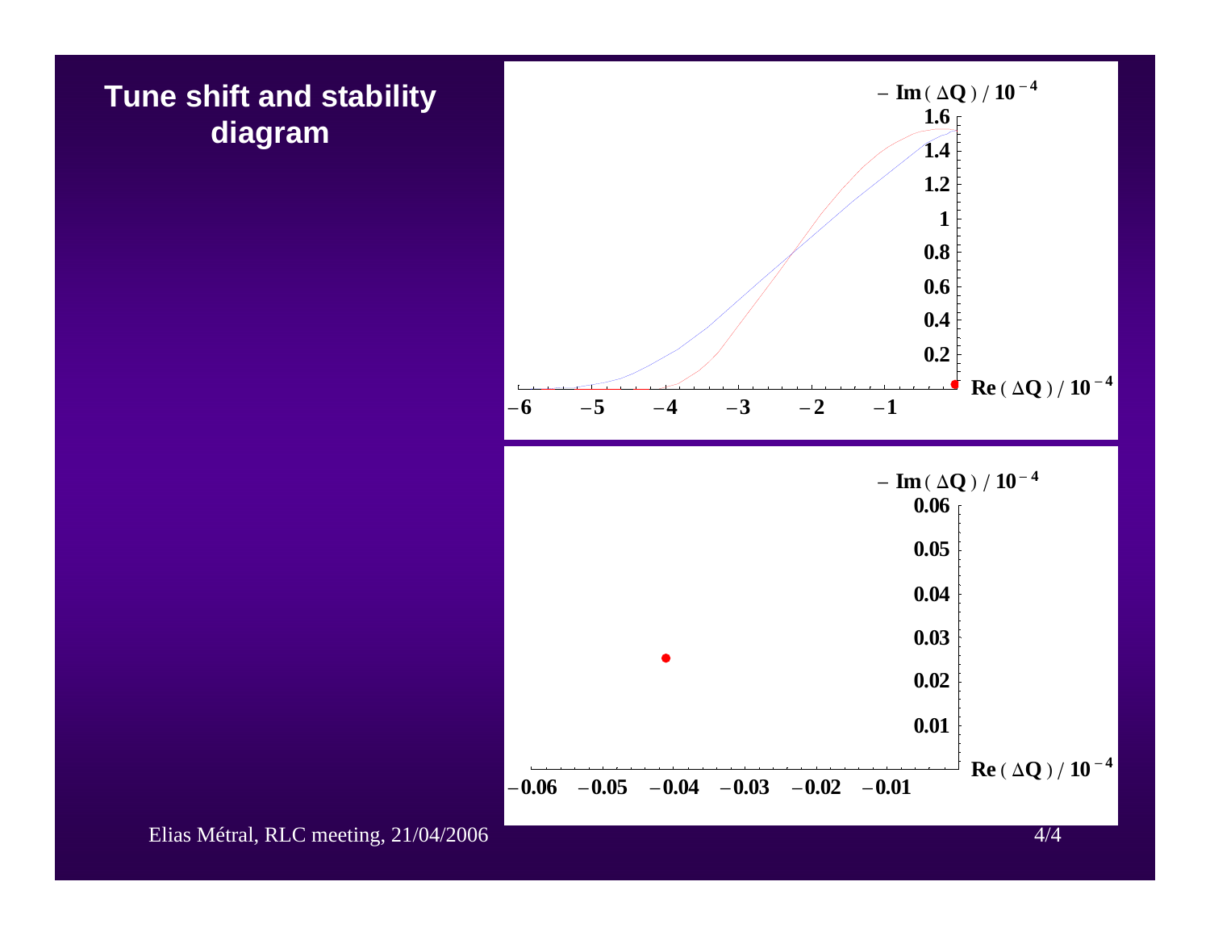# Tune shift and stability diagram

$-\text{Im}(\Delta Q) / 10^{-4}$

1.6
1.4
1.2
1
0.8
0.6
0.4
0.2

$\text{Re}(\Delta Q) / 10^{-4}$

−6 −5 −4 −3 −2 −1

$-\text{Im}(\Delta Q) / 10^{-4}$

0.06
0.05
0.04
0.03
0.02
0.01

$\text{Re}(\Delta Q) / 10^{-4}$

−0.06 −0.05 −0.04 −0.03 −0.02 −0.01